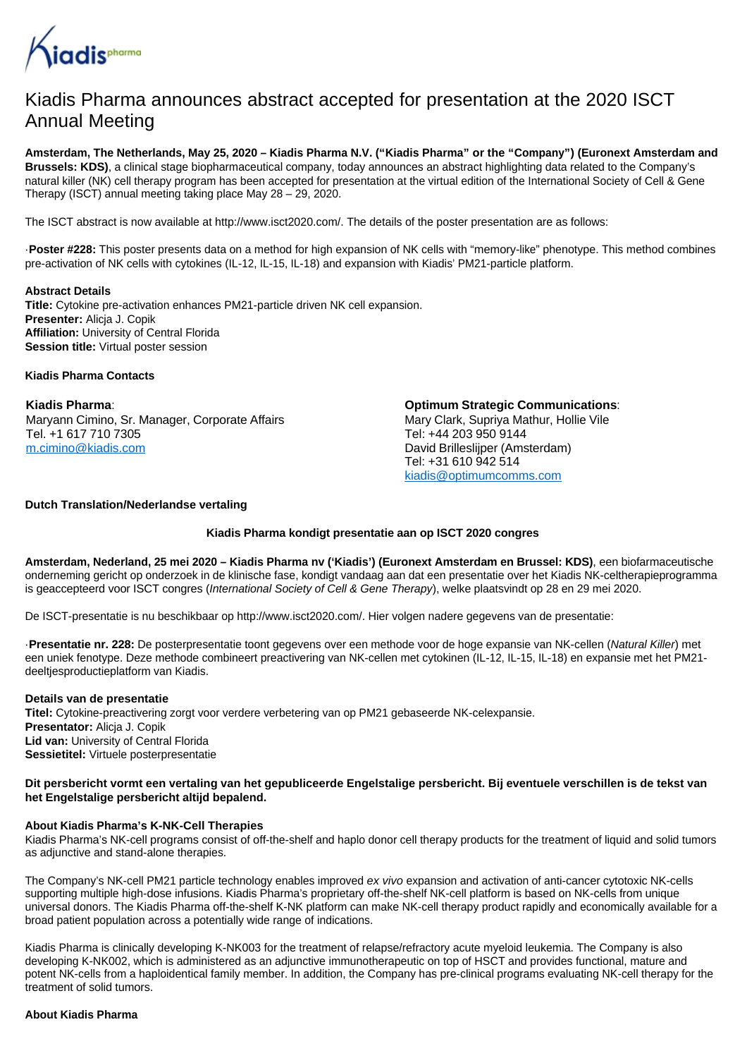# Kiadis Pharma announces abstract accepted for presentation at the 2020 ISCT Annual Meeting

**Amsterdam, The Netherlands, May 25, 2020 – Kiadis Pharma N.V. ("Kiadis Pharma" or the "Company") (Euronext Amsterdam and Brussels: KDS)**, a clinical stage biopharmaceutical company, today announces an abstract highlighting data related to the Company's natural killer (NK) cell therapy program has been accepted for presentation at the virtual edition of the International Society of Cell & Gene Therapy (ISCT) annual meeting taking place May 28 – 29, 2020.

The ISCT abstract is now available at http://www.isct2020.com/. The details of the poster presentation are as follows:

·**Poster #228:** This poster presents data on a method for high expansion of NK cells with "memory-like" phenotype. This method combines pre-activation of NK cells with cytokines (IL-12, IL-15, IL-18) and expansion with Kiadis' PM21-particle platform.

**Abstract Details**
**Title:** Cytokine pre-activation enhances PM21-particle driven NK cell expansion.
**Presenter:** Alicja J. Copik
**Affiliation:** University of Central Florida
**Session title:** Virtual poster session

**Kiadis Pharma Contacts**

**Kiadis Pharma**:
Maryann Cimino, Sr. Manager, Corporate Affairs
Tel. +1 617 710 7305
m.cimino@kiadis.com

**Optimum Strategic Communications**:
Mary Clark, Supriya Mathur, Hollie Vile
Tel: +44 203 950 9144
David Brilleslijper (Amsterdam)
Tel: +31 610 942 514
kiadis@optimumcomms.com

**Dutch Translation/Nederlandse vertaling**

**Kiadis Pharma kondigt presentatie aan op ISCT 2020 congres**

**Amsterdam, Nederland, 25 mei 2020 – Kiadis Pharma nv ('Kiadis') (Euronext Amsterdam en Brussel: KDS)**, een biofarmaceutische onderneming gericht op onderzoek in de klinische fase, kondigt vandaag aan dat een presentatie over het Kiadis NK-celtherapieprogramma is geaccepteerd voor ISCT congres (*International Society of Cell & Gene Therapy*), welke plaatsvindt op 28 en 29 mei 2020.

De ISCT-presentatie is nu beschikbaar op http://www.isct2020.com/. Hier volgen nadere gegevens van de presentatie:

·**Presentatie nr. 228:** De posterpresentatie toont gegevens over een methode voor de hoge expansie van NK-cellen (*Natural Killer*) met een uniek fenotype. Deze methode combineert preactivering van NK-cellen met cytokinen (IL-12, IL-15, IL-18) en expansie met het PM21-deeltjesproductieplatform van Kiadis.

**Details van de presentatie**
**Titel:** Cytokine-preactivering zorgt voor verdere verbetering van op PM21 gebaseerde NK-celexpansie.
**Presentator:** Alicja J. Copik
**Lid van:** University of Central Florida
**Sessietitel:** Virtuele posterpresentatie

**Dit persbericht vormt een vertaling van het gepubliceerde Engelstalige persbericht. Bij eventuele verschillen is de tekst van het Engelstalige persbericht altijd bepalend.**

**About Kiadis Pharma's K-NK-Cell Therapies**
Kiadis Pharma's NK-cell programs consist of off-the-shelf and haplo donor cell therapy products for the treatment of liquid and solid tumors as adjunctive and stand-alone therapies.

The Company's NK-cell PM21 particle technology enables improved *ex vivo* expansion and activation of anti-cancer cytotoxic NK-cells supporting multiple high-dose infusions. Kiadis Pharma's proprietary off-the-shelf NK-cell platform is based on NK-cells from unique universal donors. The Kiadis Pharma off-the-shelf K-NK platform can make NK-cell therapy product rapidly and economically available for a broad patient population across a potentially wide range of indications.

Kiadis Pharma is clinically developing K-NK003 for the treatment of relapse/refractory acute myeloid leukemia. The Company is also developing K-NK002, which is administered as an adjunctive immunotherapeutic on top of HSCT and provides functional, mature and potent NK-cells from a haploidentical family member. In addition, the Company has pre-clinical programs evaluating NK-cell therapy for the treatment of solid tumors.

**About Kiadis Pharma**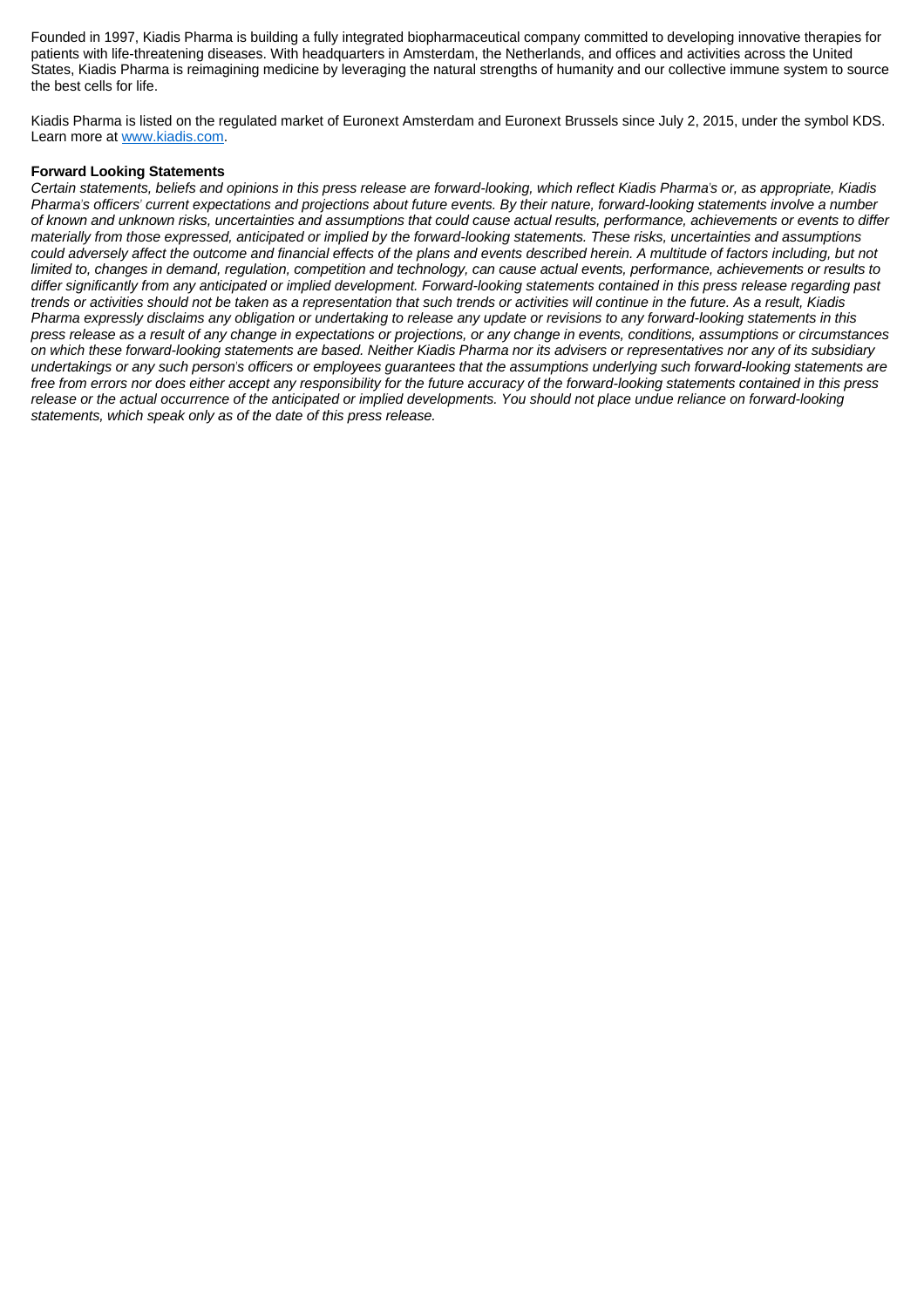Founded in 1997, Kiadis Pharma is building a fully integrated biopharmaceutical company committed to developing innovative therapies for patients with life-threatening diseases. With headquarters in Amsterdam, the Netherlands, and offices and activities across the United States, Kiadis Pharma is reimagining medicine by leveraging the natural strengths of humanity and our collective immune system to source the best cells for life.

Kiadis Pharma is listed on the regulated market of Euronext Amsterdam and Euronext Brussels since July 2, 2015, under the symbol KDS. Learn more at [www.kiadis.com](http://www.kiadis.com).

**Forward Looking Statements**

*Certain statements, beliefs and opinions in this press release are forward-looking, which reflect Kiadis Pharma's or, as appropriate, Kiadis Pharma's officers' current expectations and projections about future events. By their nature, forward-looking statements involve a number of known and unknown risks, uncertainties and assumptions that could cause actual results, performance, achievements or events to differ materially from those expressed, anticipated or implied by the forward-looking statements. These risks, uncertainties and assumptions could adversely affect the outcome and financial effects of the plans and events described herein. A multitude of factors including, but not limited to, changes in demand, regulation, competition and technology, can cause actual events, performance, achievements or results to differ significantly from any anticipated or implied development. Forward-looking statements contained in this press release regarding past trends or activities should not be taken as a representation that such trends or activities will continue in the future. As a result, Kiadis Pharma expressly disclaims any obligation or undertaking to release any update or revisions to any forward-looking statements in this press release as a result of any change in expectations or projections, or any change in events, conditions, assumptions or circumstances on which these forward-looking statements are based. Neither Kiadis Pharma nor its advisers or representatives nor any of its subsidiary undertakings or any such person's officers or employees guarantees that the assumptions underlying such forward-looking statements are free from errors nor does either accept any responsibility for the future accuracy of the forward-looking statements contained in this press release or the actual occurrence of the anticipated or implied developments. You should not place undue reliance on forward-looking statements, which speak only as of the date of this press release.*